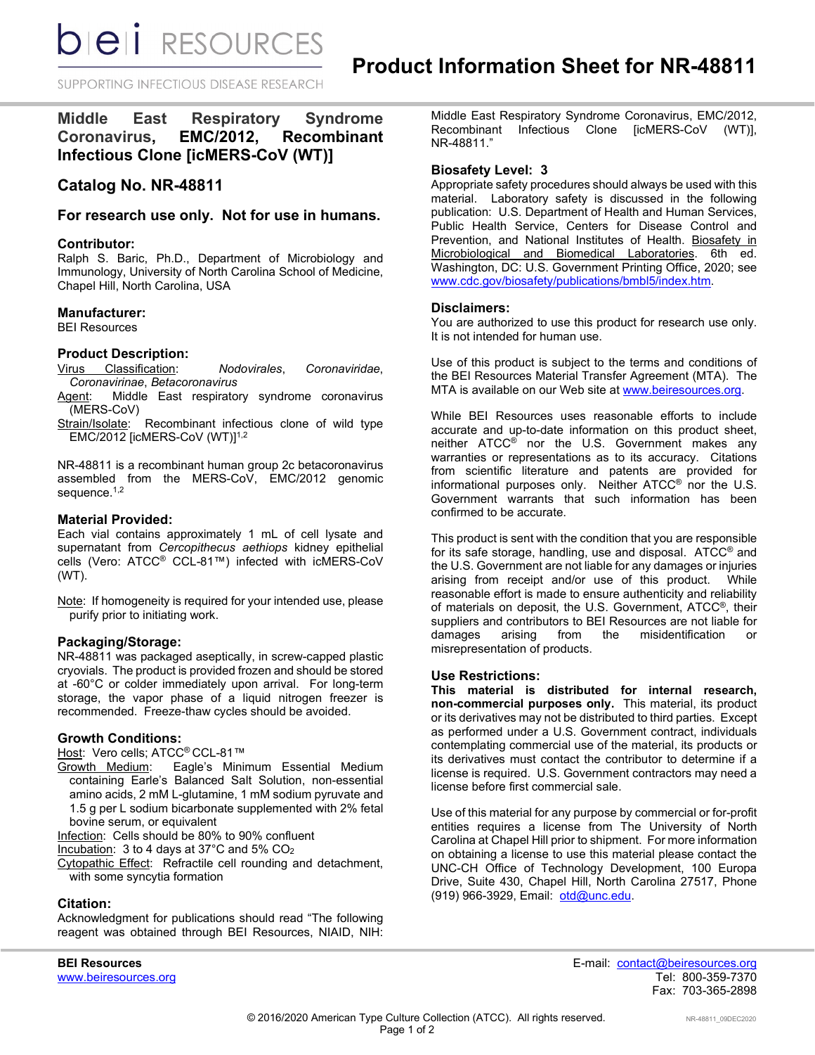# Product Information Sheet for NR-48811

## Middle East Respiratory Syndrome Coronavirus, EMC/2012, Recombinant Infectious Clone [icMERS-CoV (WT)]

## Catalog No. NR-48811

### For research use only. Not for use in humans.

### Contributor:
Ralph S. Baric, Ph.D., Department of Microbiology and Immunology, University of North Carolina School of Medicine, Chapel Hill, North Carolina, USA

### Manufacturer:
BEI Resources

### Product Description:
Virus Classification: *Nodovirales*, *Coronaviridae*, *Coronavirinae*, *Betacoronavirus*

Agent: Middle East respiratory syndrome coronavirus (MERS-CoV)

Strain/Isolate: Recombinant infectious clone of wild type EMC/2012 [icMERS-CoV (WT)][1,2]

NR-48811 is a recombinant human group 2c betacoronavirus assembled from the MERS-CoV, EMC/2012 genomic sequence.[1,2]

### Material Provided:
Each vial contains approximately 1 mL of cell lysate and supernatant from *Cercopithecus aethiops* kidney epithelial cells (Vero: ATCC® CCL-81™) infected with icMERS-CoV (WT).

Note: If homogeneity is required for your intended use, please purify prior to initiating work.

### Packaging/Storage:
NR-48811 was packaged aseptically, in screw-capped plastic cryovials. The product is provided frozen and should be stored at -60°C or colder immediately upon arrival. For long-term storage, the vapor phase of a liquid nitrogen freezer is recommended. Freeze-thaw cycles should be avoided.

### Growth Conditions:
Host: Vero cells; ATCC® CCL-81™

Growth Medium: Eagle's Minimum Essential Medium containing Earle's Balanced Salt Solution, non-essential amino acids, 2 mM L-glutamine, 1 mM sodium pyruvate and 1.5 g per L sodium bicarbonate supplemented with 2% fetal bovine serum, or equivalent

Infection: Cells should be 80% to 90% confluent

Incubation: 3 to 4 days at 37°C and 5% $CO_2$

Cytopathic Effect: Refractile cell rounding and detachment, with some syncytia formation

### Citation:
Acknowledgment for publications should read "The following reagent was obtained through BEI Resources, NIAID, NIH: Middle East Respiratory Syndrome Coronavirus, EMC/2012, Recombinant Infectious Clone [icMERS-CoV (WT)], NR-48811."

### Biosafety Level: 3
Appropriate safety procedures should always be used with this material. Laboratory safety is discussed in the following publication: U.S. Department of Health and Human Services, Public Health Service, Centers for Disease Control and Prevention, and National Institutes of Health. Biosafety in Microbiological and Biomedical Laboratories. 6th ed. Washington, DC: U.S. Government Printing Office, 2020; see www.cdc.gov/biosafety/publications/bmbl5/index.htm.

### Disclaimers:
You are authorized to use this product for research use only. It is not intended for human use.

Use of this product is subject to the terms and conditions of the BEI Resources Material Transfer Agreement (MTA). The MTA is available on our Web site at www.beiresources.org.

While BEI Resources uses reasonable efforts to include accurate and up-to-date information on this product sheet, neither ATCC® nor the U.S. Government makes any warranties or representations as to its accuracy. Citations from scientific literature and patents are provided for informational purposes only. Neither ATCC® nor the U.S. Government warrants that such information has been confirmed to be accurate.

This product is sent with the condition that you are responsible for its safe storage, handling, use and disposal. ATCC® and the U.S. Government are not liable for any damages or injuries arising from receipt and/or use of this product. While reasonable effort is made to ensure authenticity and reliability of materials on deposit, the U.S. Government, ATCC®, their suppliers and contributors to BEI Resources are not liable for damages arising from the misidentification or misrepresentation of products.

### Use Restrictions:
**This material is distributed for internal research, non-commercial purposes only.** This material, its product or its derivatives may not be distributed to third parties. Except as performed under a U.S. Government contract, individuals contemplating commercial use of the material, its products or its derivatives must contact the contributor to determine if a license is required. U.S. Government contractors may need a license before first commercial sale.

Use of this material for any purpose by commercial or for-profit entities requires a license from The University of North Carolina at Chapel Hill prior to shipment. For more information on obtaining a license to use this material please contact the UNC-CH Office of Technology Development, 100 Europa Drive, Suite 430, Chapel Hill, North Carolina 27517, Phone (919) 966-3929, Email: otd@unc.edu.

**BEI Resources**
www.beiresources.org

E-mail: contact@beiresources.org
Tel: 800-359-7370
Fax: 703-365-2898

© 2016/2020 American Type Culture Collection (ATCC). All rights reserved.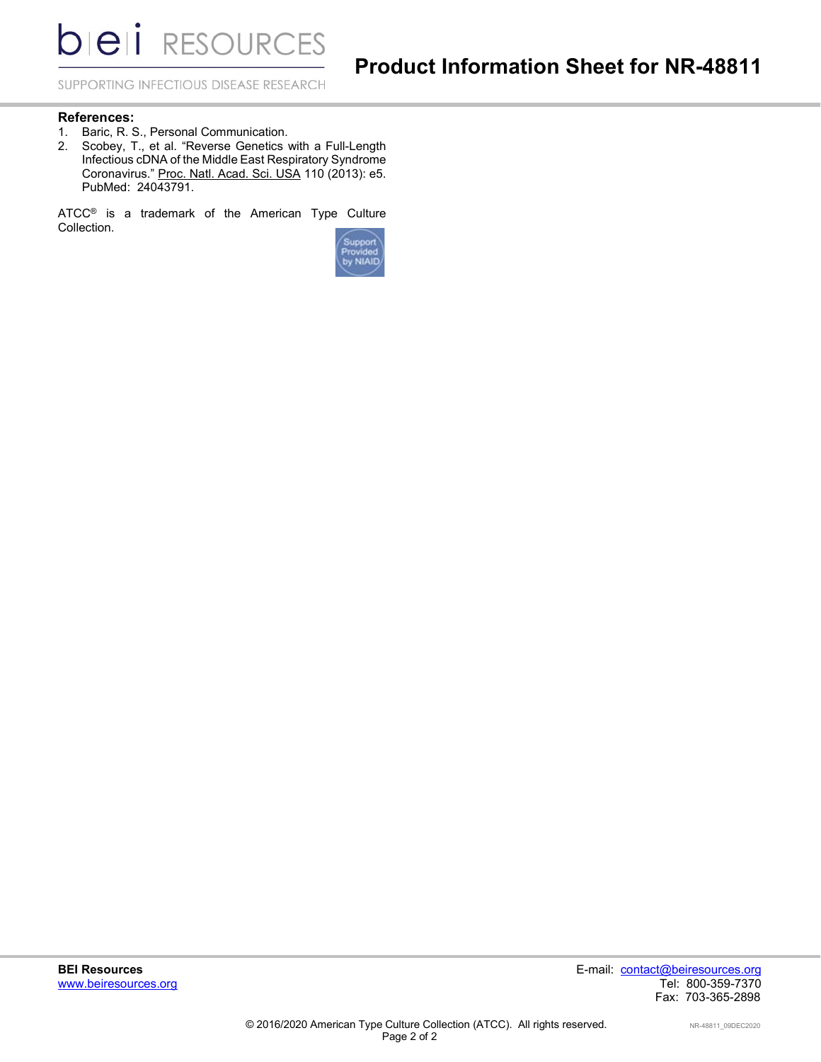**References:**

1. Baric, R. S., Personal Communication.
2. Scobey, T., et al. "Reverse Genetics with a Full-Length Infectious cDNA of the Middle East Respiratory Syndrome Coronavirus." Proc. Natl. Acad. Sci. USA 110 (2013): e5. PubMed: 24043791.

ATCC® is a trademark of the American Type Culture Collection.

**BEI Resources**
www.beiresources.org

E-mail: contact@beiresources.org
Tel: 800-359-7370
Fax: 703-365-2898

© 2016/2020 American Type Culture Collection (ATCC). All rights reserved.